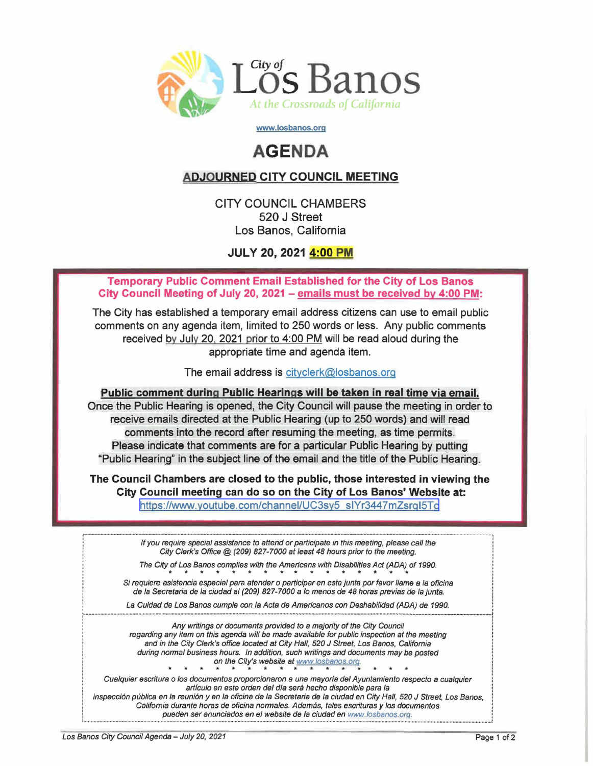City of Los Banos

*At the Crossroads of California*

www.losbanos.org

# AGENDA

## ADJOURNED CITY COUNCIL MEETING

CITY COUNCIL CHAMBERS
520 J Street
Los Banos, California

**JULY 20, 2021 4:00 PM**

**Temporary Public Comment Email Established for the City of Los Banos City Council Meeting of July 20, 2021 – emails must be received by 4:00 PM:**

The City has established a temporary email address citizens can use to email public comments on any agenda item, limited to 250 words or less. Any public comments received by July 20, 2021 prior to 4:00 PM will be read aloud during the appropriate time and agenda item.

The email address is cityclerk@losbanos.org

**Public comment during Public Hearings will be taken in real time via email.** Once the Public Hearing is opened, the City Council will pause the meeting in order to receive emails directed at the Public Hearing (up to 250 words) and will read comments into the record after resuming the meeting, as time permits. Please indicate that comments are for a particular Public Hearing by putting "Public Hearing" in the subject line of the email and the title of the Public Hearing.

**The Council Chambers are closed to the public, those interested in viewing the City Council meeting can do so on the City of Los Banos' Website at:**
https://www.youtube.com/channel/UC3sy5_slYr3447mZsrqI5Tq

*If you require special assistance to attend or participate in this meeting, please call the City Clerk's Office @ (209) 827-7000 at least 48 hours prior to the meeting.*

*The City of Los Banos complies with the Americans with Disabilities Act (ADA) of 1990.*

\* \* \* \* \* \* \* \* \* \* \* \* \* \* \* \* \* \* \*

*Si requiere asistencia especial para atender o participar en esta junta por favor llame a la oficina de la Secretaria de la ciudad al (209) 827-7000 a lo menos de 48 horas previas de la junta.*

*La Cuidad de Los Banos cumple con la Acta de Americanos con Deshabilidad (ADA) de 1990.*

*Any writings or documents provided to a majority of the City Council regarding any item on this agenda will be made available for public inspection at the meeting and in the City Clerk's office located at City Hall, 520 J Street, Los Banos, California during normal business hours. In addition, such writings and documents may be posted on the City's website at www.losbanos.org.*

\* \* \* \* \* \* \* \* \* \* \* \* \* \* \* \* \* \* \*

*Cualquier escritura o los documentos proporcionaron a una mayoría del Ayuntamiento respecto a cualquier artículo en este orden del día será hecho disponible para la inspección pública en la reunión y en la oficina de la Secretaria de la ciudad en City Hall, 520 J Street, Los Banos, California durante horas de oficina normales. Además, tales escrituras y los documentos pueden ser anunciados en el website de la ciudad en www.losbanos.org.*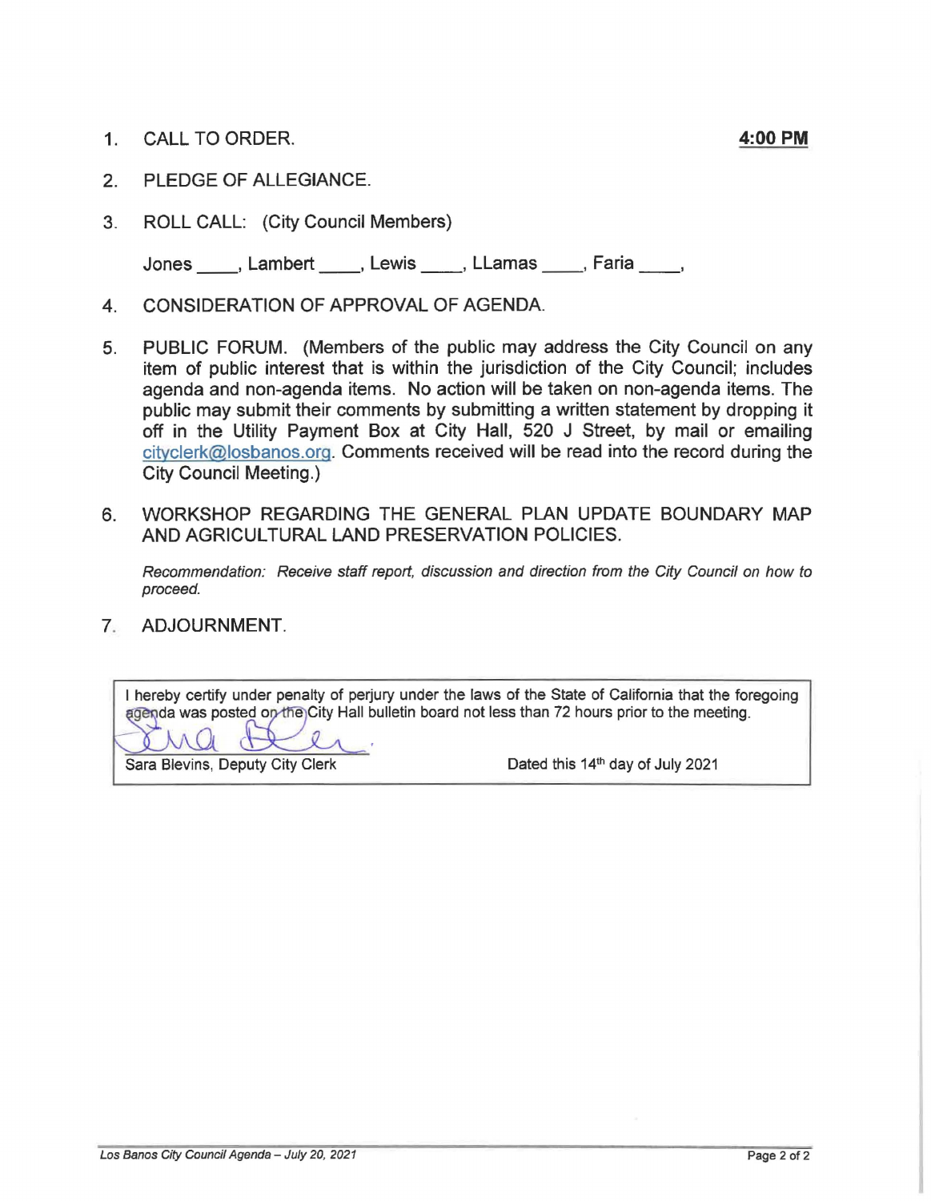1. CALL TO ORDER. **4:00 PM**

2. PLEDGE OF ALLEGIANCE.

3. ROLL CALL: (City Council Members)

   Jones \_\_\_\_, Lambert \_\_\_\_, Lewis \_\_\_\_, LLamas \_\_\_\_, Faria \_\_\_\_,

4. CONSIDERATION OF APPROVAL OF AGENDA.

5. PUBLIC FORUM. (Members of the public may address the City Council on any item of public interest that is within the jurisdiction of the City Council; includes agenda and non-agenda items. No action will be taken on non-agenda items. The public may submit their comments by submitting a written statement by dropping it off in the Utility Payment Box at City Hall, 520 J Street, by mail or emailing cityclerk@losbanos.org. Comments received will be read into the record during the City Council Meeting.)

6. WORKSHOP REGARDING THE GENERAL PLAN UPDATE BOUNDARY MAP AND AGRICULTURAL LAND PRESERVATION POLICIES.

   *Recommendation: Receive staff report, discussion and direction from the City Council on how to proceed.*

7. ADJOURNMENT.

I hereby certify under penalty of perjury under the laws of the State of California that the foregoing agenda was posted on the City Hall bulletin board not less than 72 hours prior to the meeting.

Sara Blevins, Deputy City Clerk

Dated this 14th day of July 2021